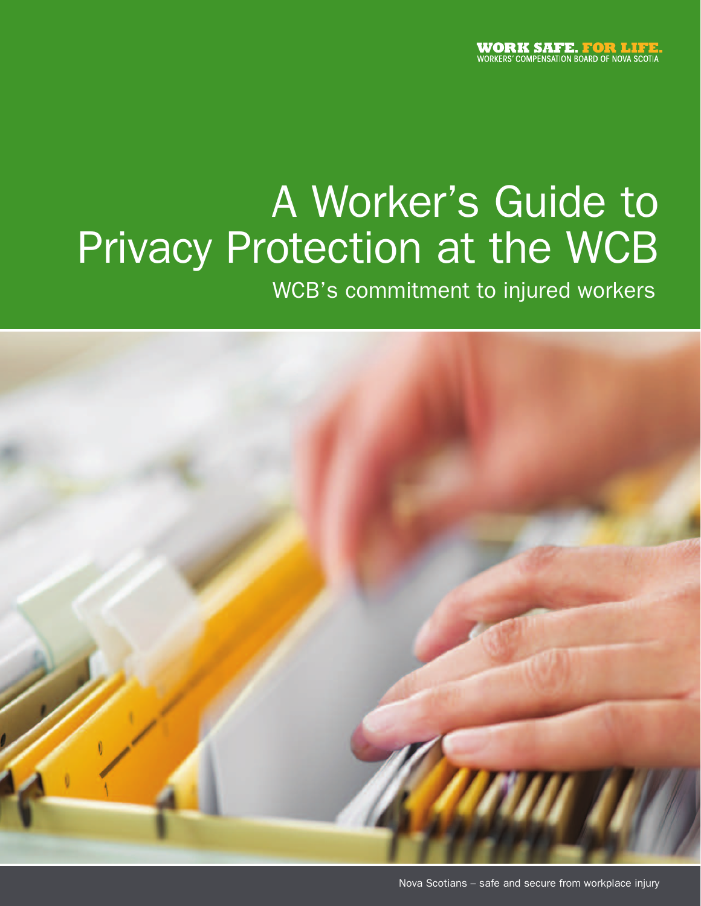**WORK SAFE. FOR LIFE.**
WORKERS' COMPENSATION BOARD OF NOVA SCOTIA

# A Worker's Guide to Privacy Protection at the WCB

## WCB's commitment to injured workers

Nova Scotians – safe and secure from workplace injury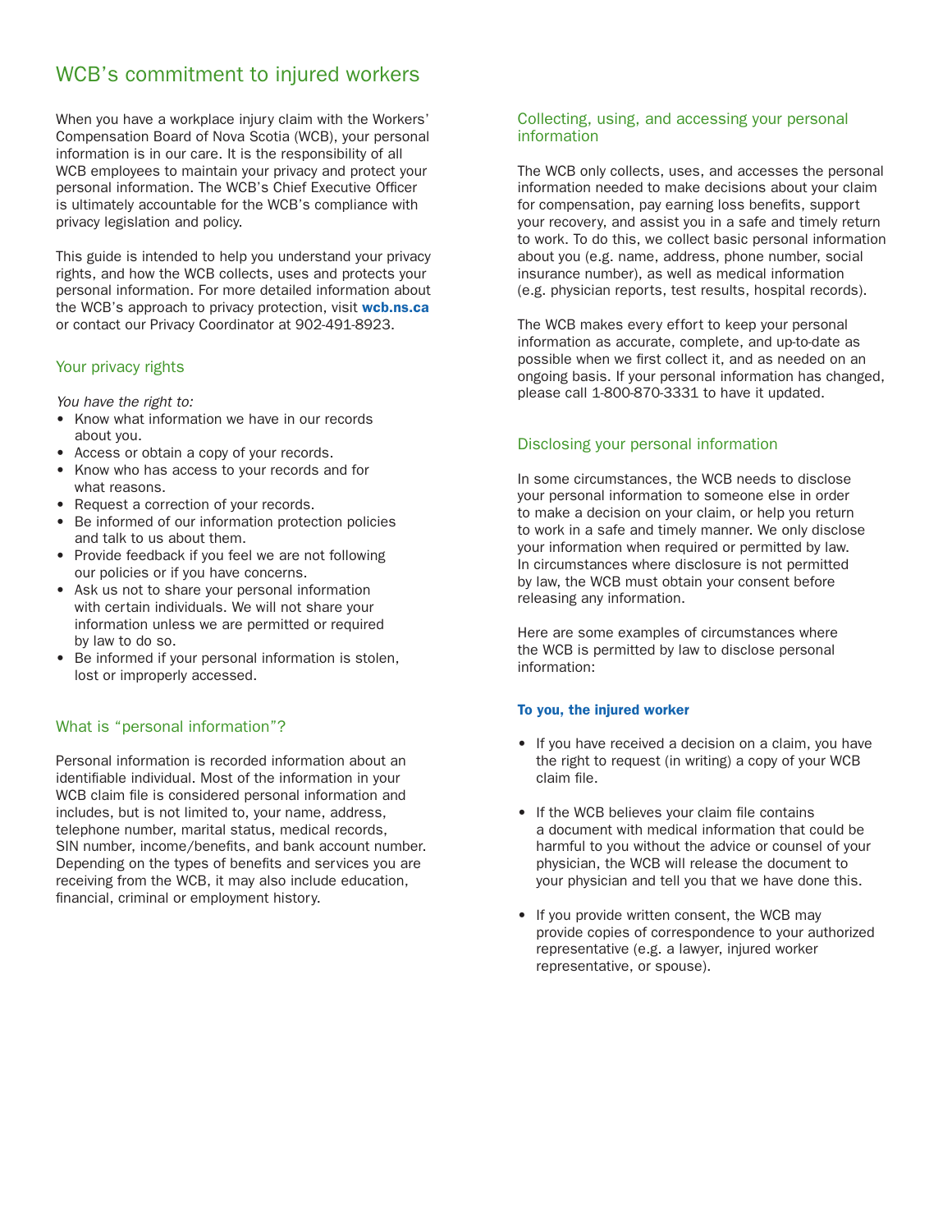# WCB's commitment to injured workers

When you have a workplace injury claim with the Workers' Compensation Board of Nova Scotia (WCB), your personal information is in our care. It is the responsibility of all WCB employees to maintain your privacy and protect your personal information. The WCB's Chief Executive Officer is ultimately accountable for the WCB's compliance with privacy legislation and policy.

This guide is intended to help you understand your privacy rights, and how the WCB collects, uses and protects your personal information. For more detailed information about the WCB's approach to privacy protection, visit **wcb.ns.ca** or contact our Privacy Coordinator at 902-491-8923.

## Your privacy rights

*You have the right to:*

- Know what information we have in our records about you.
- Access or obtain a copy of your records.
- Know who has access to your records and for what reasons.
- Request a correction of your records.
- Be informed of our information protection policies and talk to us about them.
- Provide feedback if you feel we are not following our policies or if you have concerns.
- Ask us not to share your personal information with certain individuals. We will not share your information unless we are permitted or required by law to do so.
- Be informed if your personal information is stolen, lost or improperly accessed.

## What is "personal information"?

Personal information is recorded information about an identifiable individual. Most of the information in your WCB claim file is considered personal information and includes, but is not limited to, your name, address, telephone number, marital status, medical records, SIN number, income/benefits, and bank account number. Depending on the types of benefits and services you are receiving from the WCB, it may also include education, financial, criminal or employment history.

## Collecting, using, and accessing your personal information

The WCB only collects, uses, and accesses the personal information needed to make decisions about your claim for compensation, pay earning loss benefits, support your recovery, and assist you in a safe and timely return to work. To do this, we collect basic personal information about you (e.g. name, address, phone number, social insurance number), as well as medical information (e.g. physician reports, test results, hospital records).

The WCB makes every effort to keep your personal information as accurate, complete, and up-to-date as possible when we first collect it, and as needed on an ongoing basis. If your personal information has changed, please call 1-800-870-3331 to have it updated.

## Disclosing your personal information

In some circumstances, the WCB needs to disclose your personal information to someone else in order to make a decision on your claim, or help you return to work in a safe and timely manner. We only disclose your information when required or permitted by law. In circumstances where disclosure is not permitted by law, the WCB must obtain your consent before releasing any information.

Here are some examples of circumstances where the WCB is permitted by law to disclose personal information:

**To you, the injured worker**

- If you have received a decision on a claim, you have the right to request (in writing) a copy of your WCB claim file.
- If the WCB believes your claim file contains a document with medical information that could be harmful to you without the advice or counsel of your physician, the WCB will release the document to your physician and tell you that we have done this.
- If you provide written consent, the WCB may provide copies of correspondence to your authorized representative (e.g. a lawyer, injured worker representative, or spouse).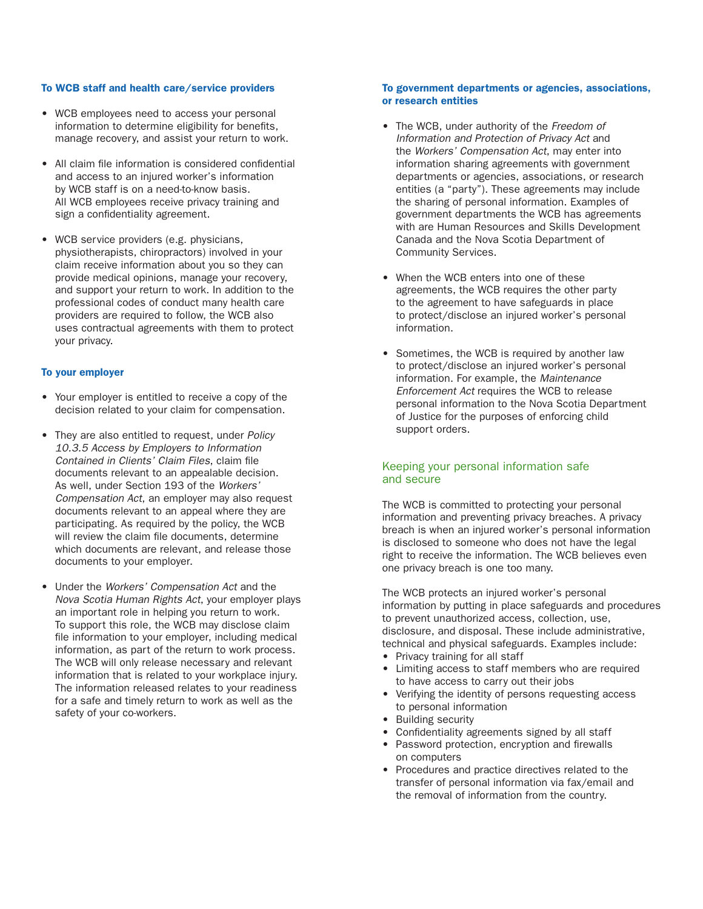#### To WCB staff and health care/service providers

- WCB employees need to access your personal information to determine eligibility for benefits, manage recovery, and assist your return to work.
- All claim file information is considered confidential and access to an injured worker's information by WCB staff is on a need-to-know basis. All WCB employees receive privacy training and sign a confidentiality agreement.
- WCB service providers (e.g. physicians, physiotherapists, chiropractors) involved in your claim receive information about you so they can provide medical opinions, manage your recovery, and support your return to work. In addition to the professional codes of conduct many health care providers are required to follow, the WCB also uses contractual agreements with them to protect your privacy.

#### To your employer

- Your employer is entitled to receive a copy of the decision related to your claim for compensation.
- They are also entitled to request, under *Policy 10.3.5 Access by Employers to Information Contained in Clients' Claim Files*, claim file documents relevant to an appealable decision. As well, under Section 193 of the *Workers' Compensation Act*, an employer may also request documents relevant to an appeal where they are participating. As required by the policy, the WCB will review the claim file documents, determine which documents are relevant, and release those documents to your employer.
- Under the *Workers' Compensation Act* and the *Nova Scotia Human Rights Act*, your employer plays an important role in helping you return to work. To support this role, the WCB may disclose claim file information to your employer, including medical information, as part of the return to work process. The WCB will only release necessary and relevant information that is related to your workplace injury. The information released relates to your readiness for a safe and timely return to work as well as the safety of your co-workers.

#### To government departments or agencies, associations, or research entities

- The WCB, under authority of the *Freedom of Information and Protection of Privacy Act* and the *Workers' Compensation Act*, may enter into information sharing agreements with government departments or agencies, associations, or research entities (a "party"). These agreements may include the sharing of personal information. Examples of government departments the WCB has agreements with are Human Resources and Skills Development Canada and the Nova Scotia Department of Community Services.
- When the WCB enters into one of these agreements, the WCB requires the other party to the agreement to have safeguards in place to protect/disclose an injured worker's personal information.
- Sometimes, the WCB is required by another law to protect/disclose an injured worker's personal information. For example, the *Maintenance Enforcement Act* requires the WCB to release personal information to the Nova Scotia Department of Justice for the purposes of enforcing child support orders.

### Keeping your personal information safe and secure

The WCB is committed to protecting your personal information and preventing privacy breaches. A privacy breach is when an injured worker's personal information is disclosed to someone who does not have the legal right to receive the information. The WCB believes even one privacy breach is one too many.

The WCB protects an injured worker's personal information by putting in place safeguards and procedures to prevent unauthorized access, collection, use, disclosure, and disposal. These include administrative, technical and physical safeguards. Examples include:

- Privacy training for all staff
- Limiting access to staff members who are required to have access to carry out their jobs
- Verifying the identity of persons requesting access to personal information
- Building security
- Confidentiality agreements signed by all staff
- Password protection, encryption and firewalls on computers
- Procedures and practice directives related to the transfer of personal information via fax/email and the removal of information from the country.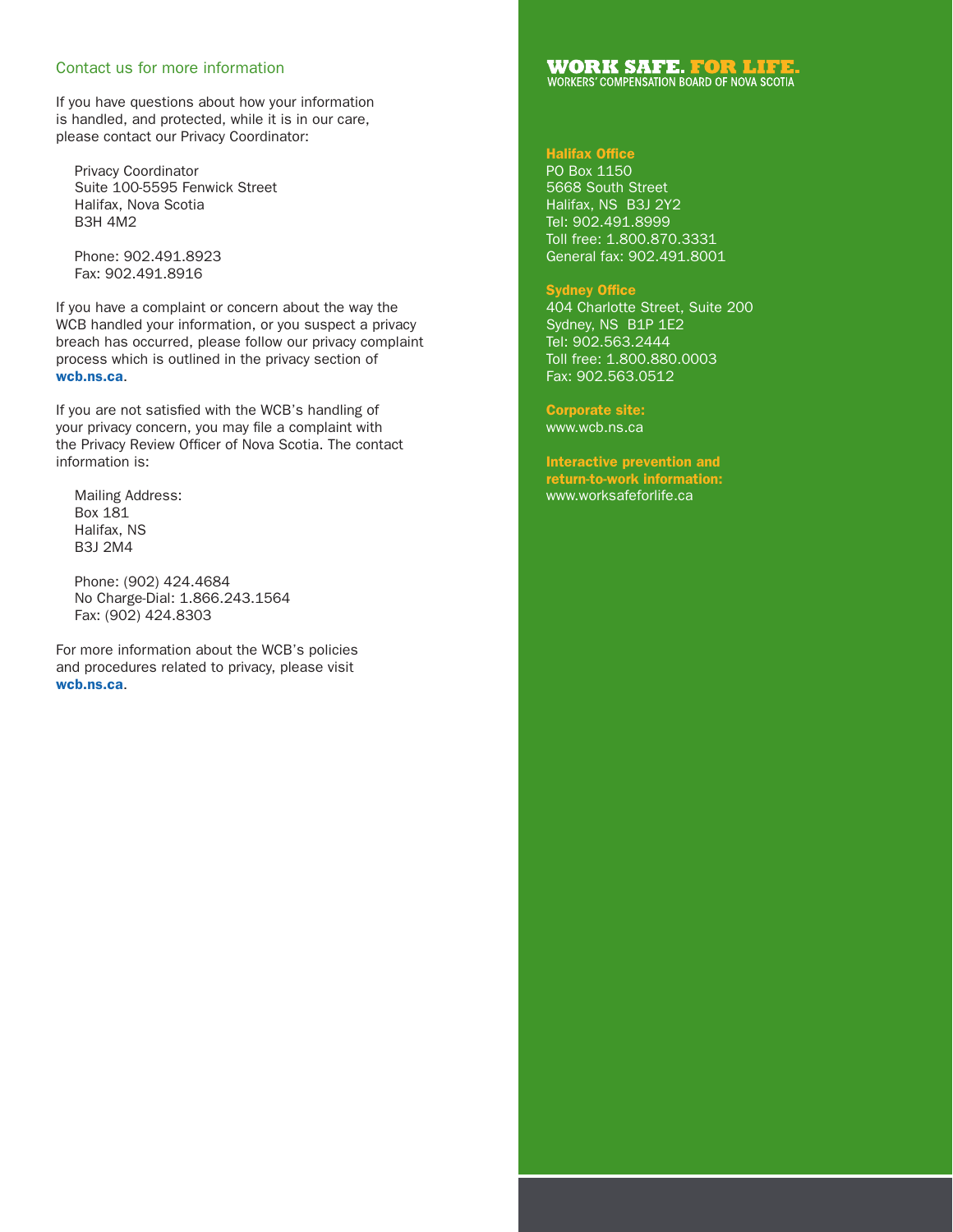## Contact us for more information

If you have questions about how your information is handled, and protected, while it is in our care, please contact our Privacy Coordinator:

Privacy Coordinator
Suite 100-5595 Fenwick Street
Halifax, Nova Scotia
B3H 4M2

Phone: 902.491.8923
Fax: 902.491.8916

If you have a complaint or concern about the way the WCB handled your information, or you suspect a privacy breach has occurred, please follow our privacy complaint process which is outlined in the privacy section of **wcb.ns.ca**.

If you are not satisfied with the WCB's handling of your privacy concern, you may file a complaint with the Privacy Review Officer of Nova Scotia. The contact information is:

Mailing Address:
Box 181
Halifax, NS
B3J 2M4

Phone: (902) 424.4684
No Charge-Dial: 1.866.243.1564
Fax: (902) 424.8303

For more information about the WCB's policies and procedures related to privacy, please visit **wcb.ns.ca**.

**WORK SAFE. FOR LIFE.**
WORKERS' COMPENSATION BOARD OF NOVA SCOTIA

**Halifax Office**
PO Box 1150
5668 South Street
Halifax, NS B3J 2Y2
Tel: 902.491.8999
Toll free: 1.800.870.3331
General fax: 902.491.8001

**Sydney Office**
404 Charlotte Street, Suite 200
Sydney, NS B1P 1E2
Tel: 902.563.2444
Toll free: 1.800.880.0003
Fax: 902.563.0512

**Corporate site:**
www.wcb.ns.ca

**Interactive prevention and return-to-work information:**
www.worksafeforlife.ca